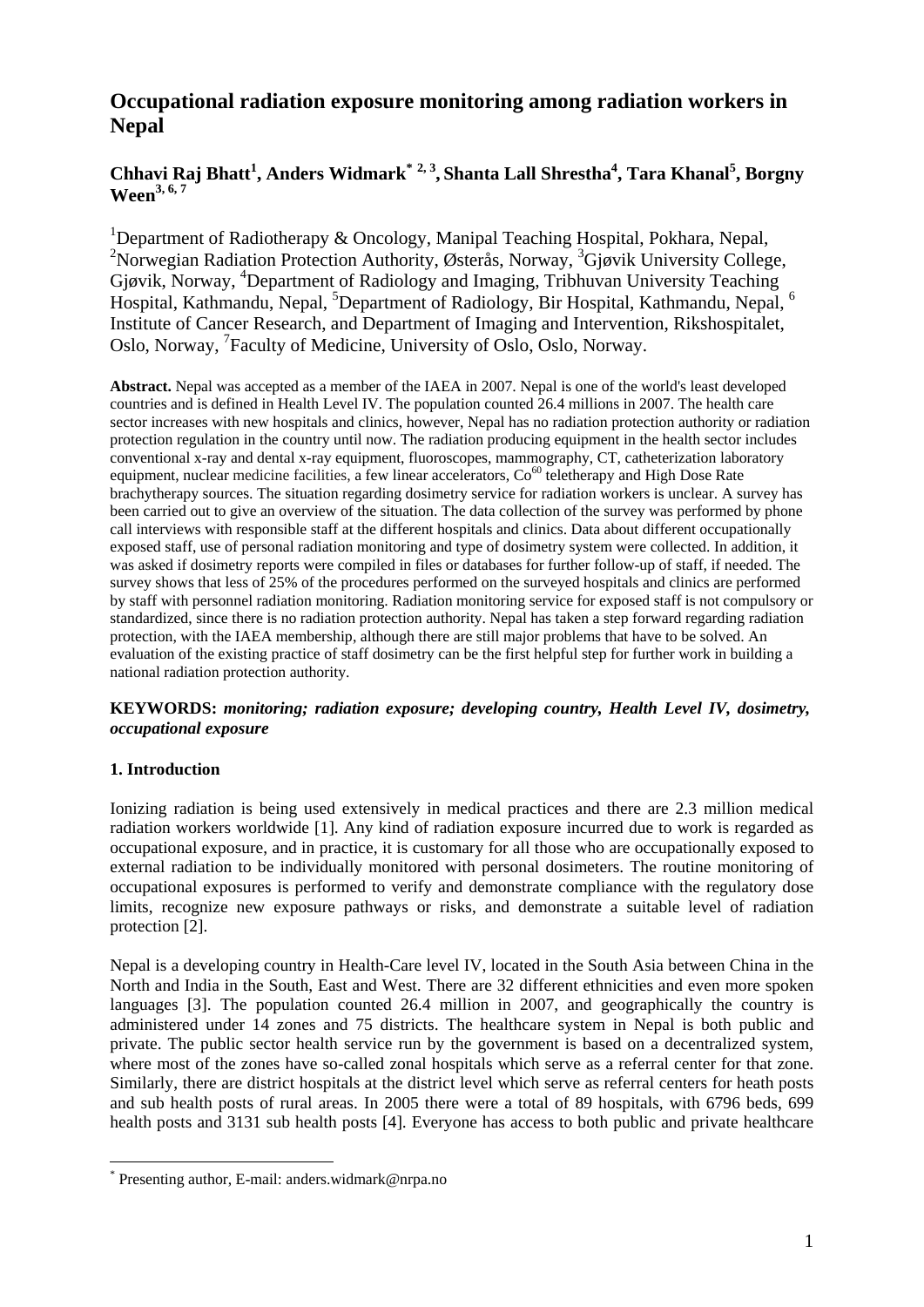# Occupational radiation exposure monitoring among radiation workers in Nepal

**Chhavi Raj Bhatt[1], Anders Widmark[*, 2, 3], Shanta Lall Shrestha[4], Tara Khanal[5], Borgny Ween[3, 6, 7]**

[1]Department of Radiotherapy & Oncology, Manipal Teaching Hospital, Pokhara, Nepal, [2]Norwegian Radiation Protection Authority, Østerås, Norway, [3]Gjøvik University College, Gjøvik, Norway, [4]Department of Radiology and Imaging, Tribhuvan University Teaching Hospital, Kathmandu, Nepal, [5]Department of Radiology, Bir Hospital, Kathmandu, Nepal, [6]Institute of Cancer Research, and Department of Imaging and Intervention, Rikshospitalet, Oslo, Norway, [7]Faculty of Medicine, University of Oslo, Oslo, Norway.

**Abstract.** Nepal was accepted as a member of the IAEA in 2007. Nepal is one of the world's least developed countries and is defined in Health Level IV. The population counted 26.4 millions in 2007. The health care sector increases with new hospitals and clinics, however, Nepal has no radiation protection authority or radiation protection regulation in the country until now. The radiation producing equipment in the health sector includes conventional x-ray and dental x-ray equipment, fluoroscopes, mammography, CT, catheterization laboratory equipment, nuclear medicine facilities, a few linear accelerators, $Co^{60}$ teletherapy and High Dose Rate brachytherapy sources. The situation regarding dosimetry service for radiation workers is unclear. A survey has been carried out to give an overview of the situation. The data collection of the survey was performed by phone call interviews with responsible staff at the different hospitals and clinics. Data about different occupationally exposed staff, use of personal radiation monitoring and type of dosimetry system were collected. In addition, it was asked if dosimetry reports were compiled in files or databases for further follow-up of staff, if needed. The survey shows that less of 25% of the procedures performed on the surveyed hospitals and clinics are performed by staff with personnel radiation monitoring. Radiation monitoring service for exposed staff is not compulsory or standardized, since there is no radiation protection authority. Nepal has taken a step forward regarding radiation protection, with the IAEA membership, although there are still major problems that have to be solved. An evaluation of the existing practice of staff dosimetry can be the first helpful step for further work in building a national radiation protection authority.

**KEYWORDS:** ***monitoring; radiation exposure; developing country, Health Level IV, dosimetry, occupational exposure***

## 1. Introduction

Ionizing radiation is being used extensively in medical practices and there are 2.3 million medical radiation workers worldwide [1]. Any kind of radiation exposure incurred due to work is regarded as occupational exposure, and in practice, it is customary for all those who are occupationally exposed to external radiation to be individually monitored with personal dosimeters. The routine monitoring of occupational exposures is performed to verify and demonstrate compliance with the regulatory dose limits, recognize new exposure pathways or risks, and demonstrate a suitable level of radiation protection [2].

Nepal is a developing country in Health-Care level IV, located in the South Asia between China in the North and India in the South, East and West. There are 32 different ethnicities and even more spoken languages [3]. The population counted 26.4 million in 2007, and geographically the country is administered under 14 zones and 75 districts. The healthcare system in Nepal is both public and private. The public sector health service run by the government is based on a decentralized system, where most of the zones have so-called zonal hospitals which serve as a referral center for that zone. Similarly, there are district hospitals at the district level which serve as referral centers for heath posts and sub health posts of rural areas. In 2005 there were a total of 89 hospitals, with 6796 beds, 699 health posts and 3131 sub health posts [4]. Everyone has access to both public and private healthcare

[*] Presenting author, E-mail: anders.widmark@nrpa.no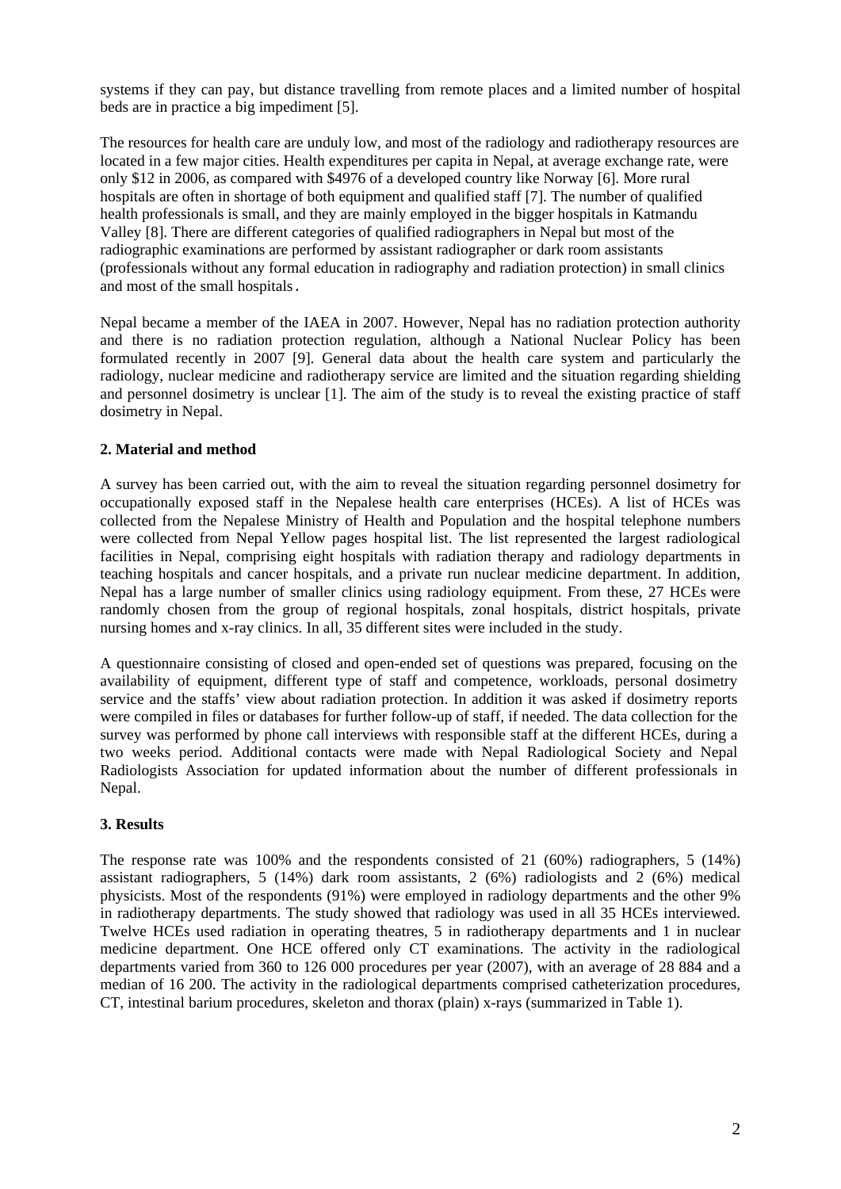systems if they can pay, but distance travelling from remote places and a limited number of hospital beds are in practice a big impediment [5].

The resources for health care are unduly low, and most of the radiology and radiotherapy resources are located in a few major cities. Health expenditures per capita in Nepal, at average exchange rate, were only $12 in 2006, as compared with $4976 of a developed country like Norway [6]. More rural hospitals are often in shortage of both equipment and qualified staff [7]. The number of qualified health professionals is small, and they are mainly employed in the bigger hospitals in Katmandu Valley [8]. There are different categories of qualified radiographers in Nepal but most of the radiographic examinations are performed by assistant radiographer or dark room assistants (professionals without any formal education in radiography and radiation protection) in small clinics and most of the small hospitals.

Nepal became a member of the IAEA in 2007. However, Nepal has no radiation protection authority and there is no radiation protection regulation, although a National Nuclear Policy has been formulated recently in 2007 [9]. General data about the health care system and particularly the radiology, nuclear medicine and radiotherapy service are limited and the situation regarding shielding and personnel dosimetry is unclear [1]. The aim of the study is to reveal the existing practice of staff dosimetry in Nepal.

## 2. Material and method

A survey has been carried out, with the aim to reveal the situation regarding personnel dosimetry for occupationally exposed staff in the Nepalese health care enterprises (HCEs). A list of HCEs was collected from the Nepalese Ministry of Health and Population and the hospital telephone numbers were collected from Nepal Yellow pages hospital list. The list represented the largest radiological facilities in Nepal, comprising eight hospitals with radiation therapy and radiology departments in teaching hospitals and cancer hospitals, and a private run nuclear medicine department. In addition, Nepal has a large number of smaller clinics using radiology equipment. From these, 27 HCEs were randomly chosen from the group of regional hospitals, zonal hospitals, district hospitals, private nursing homes and x-ray clinics. In all, 35 different sites were included in the study.

A questionnaire consisting of closed and open-ended set of questions was prepared, focusing on the availability of equipment, different type of staff and competence, workloads, personal dosimetry service and the staffs' view about radiation protection. In addition it was asked if dosimetry reports were compiled in files or databases for further follow-up of staff, if needed. The data collection for the survey was performed by phone call interviews with responsible staff at the different HCEs, during a two weeks period. Additional contacts were made with Nepal Radiological Society and Nepal Radiologists Association for updated information about the number of different professionals in Nepal.

## 3. Results

The response rate was 100% and the respondents consisted of 21 (60%) radiographers, 5 (14%) assistant radiographers, 5 (14%) dark room assistants, 2 (6%) radiologists and 2 (6%) medical physicists. Most of the respondents (91%) were employed in radiology departments and the other 9% in radiotherapy departments. The study showed that radiology was used in all 35 HCEs interviewed. Twelve HCEs used radiation in operating theatres, 5 in radiotherapy departments and 1 in nuclear medicine department. One HCE offered only CT examinations. The activity in the radiological departments varied from 360 to 126 000 procedures per year (2007), with an average of 28 884 and a median of 16 200. The activity in the radiological departments comprised catheterization procedures, CT, intestinal barium procedures, skeleton and thorax (plain) x-rays (summarized in Table 1).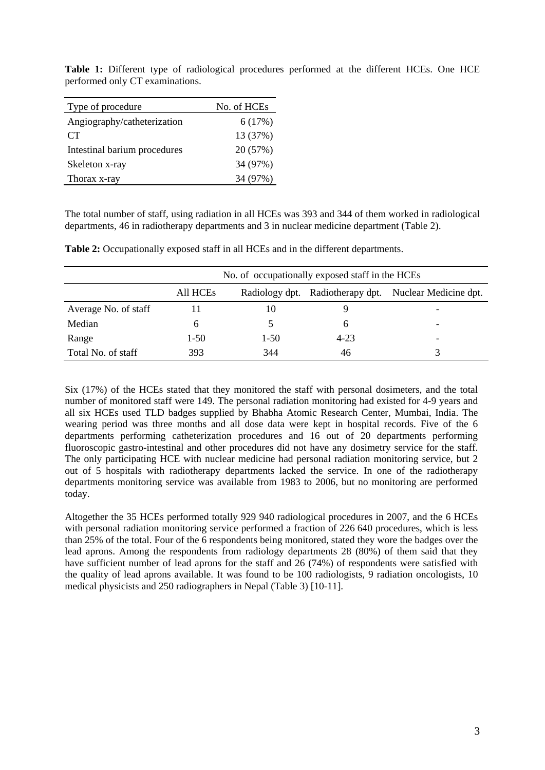**Table 1:** Different type of radiological procedures performed at the different HCEs. One HCE performed only CT examinations.

| Type of procedure | No. of HCEs |
| --- | --- |
| Angiography/catheterization | 6 (17%) |
| CT | 13 (37%) |
| Intestinal barium procedures | 20 (57%) |
| Skeleton x-ray | 34 (97%) |
| Thorax x-ray | 34 (97%) |

The total number of staff, using radiation in all HCEs was 393 and 344 of them worked in radiological departments, 46 in radiotherapy departments and 3 in nuclear medicine department (Table 2).

**Table 2:** Occupationally exposed staff in all HCEs and in the different departments.

| | No. of occupationally exposed staff in the HCEs | | | |
| --- | --- | --- | --- | --- |
| | All HCEs | Radiology dpt. | Radiotherapy dpt. | Nuclear Medicine dpt. |
| Average No. of staff | 11 | 10 | 9 | - |
| Median | 6 | 5 | 6 | - |
| Range | 1-50 | 1-50 | 4-23 | - |
| Total No. of staff | 393 | 344 | 46 | 3 |

Six (17%) of the HCEs stated that they monitored the staff with personal dosimeters, and the total number of monitored staff were 149. The personal radiation monitoring had existed for 4-9 years and all six HCEs used TLD badges supplied by Bhabha Atomic Research Center, Mumbai, India. The wearing period was three months and all dose data were kept in hospital records. Five of the 6 departments performing catheterization procedures and 16 out of 20 departments performing fluoroscopic gastro-intestinal and other procedures did not have any dosimetry service for the staff. The only participating HCE with nuclear medicine had personal radiation monitoring service, but 2 out of 5 hospitals with radiotherapy departments lacked the service. In one of the radiotherapy departments monitoring service was available from 1983 to 2006, but no monitoring are performed today.

Altogether the 35 HCEs performed totally 929 940 radiological procedures in 2007, and the 6 HCEs with personal radiation monitoring service performed a fraction of 226 640 procedures, which is less than 25% of the total. Four of the 6 respondents being monitored, stated they wore the badges over the lead aprons. Among the respondents from radiology departments 28 (80%) of them said that they have sufficient number of lead aprons for the staff and 26 (74%) of respondents were satisfied with the quality of lead aprons available. It was found to be 100 radiologists, 9 radiation oncologists, 10 medical physicists and 250 radiographers in Nepal (Table 3) [10-11].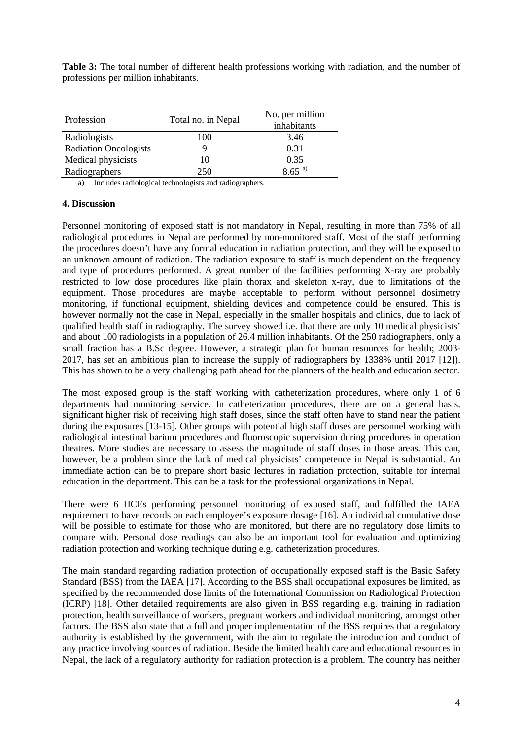**Table 3:** The total number of different health professions working with radiation, and the number of professions per million inhabitants.

| Profession | Total no. in Nepal | No. per million inhabitants |
|---|---|---|
| Radiologists | 100 | 3.46 |
| Radiation Oncologists | 9 | 0.31 |
| Medical physicists | 10 | 0.35 |
| Radiographers | 250 | 8.65 [a)] |

a) Includes radiological technologists and radiographers.

#### 4. Discussion

Personnel monitoring of exposed staff is not mandatory in Nepal, resulting in more than 75% of all radiological procedures in Nepal are performed by non-monitored staff. Most of the staff performing the procedures doesn't have any formal education in radiation protection, and they will be exposed to an unknown amount of radiation. The radiation exposure to staff is much dependent on the frequency and type of procedures performed. A great number of the facilities performing X-ray are probably restricted to low dose procedures like plain thorax and skeleton x-ray, due to limitations of the equipment. Those procedures are maybe acceptable to perform without personnel dosimetry monitoring, if functional equipment, shielding devices and competence could be ensured. This is however normally not the case in Nepal, especially in the smaller hospitals and clinics, due to lack of qualified health staff in radiography. The survey showed i.e. that there are only 10 medical physicists' and about 100 radiologists in a population of 26.4 million inhabitants. Of the 250 radiographers, only a small fraction has a B.Sc degree. However, a strategic plan for human resources for health; 2003-2017, has set an ambitious plan to increase the supply of radiographers by 1338% until 2017 [12]). This has shown to be a very challenging path ahead for the planners of the health and education sector.

The most exposed group is the staff working with catheterization procedures, where only 1 of 6 departments had monitoring service. In catheterization procedures, there are on a general basis, significant higher risk of receiving high staff doses, since the staff often have to stand near the patient during the exposures [13-15]. Other groups with potential high staff doses are personnel working with radiological intestinal barium procedures and fluoroscopic supervision during procedures in operation theatres. More studies are necessary to assess the magnitude of staff doses in those areas. This can, however, be a problem since the lack of medical physicists' competence in Nepal is substantial. An immediate action can be to prepare short basic lectures in radiation protection, suitable for internal education in the department. This can be a task for the professional organizations in Nepal.

There were 6 HCEs performing personnel monitoring of exposed staff, and fulfilled the IAEA requirement to have records on each employee's exposure dosage [16]. An individual cumulative dose will be possible to estimate for those who are monitored, but there are no regulatory dose limits to compare with. Personal dose readings can also be an important tool for evaluation and optimizing radiation protection and working technique during e.g. catheterization procedures.

The main standard regarding radiation protection of occupationally exposed staff is the Basic Safety Standard (BSS) from the IAEA [17]. According to the BSS shall occupational exposures be limited, as specified by the recommended dose limits of the International Commission on Radiological Protection (ICRP) [18]. Other detailed requirements are also given in BSS regarding e.g. training in radiation protection, health surveillance of workers, pregnant workers and individual monitoring, amongst other factors. The BSS also state that a full and proper implementation of the BSS requires that a regulatory authority is established by the government, with the aim to regulate the introduction and conduct of any practice involving sources of radiation. Beside the limited health care and educational resources in Nepal, the lack of a regulatory authority for radiation protection is a problem. The country has neither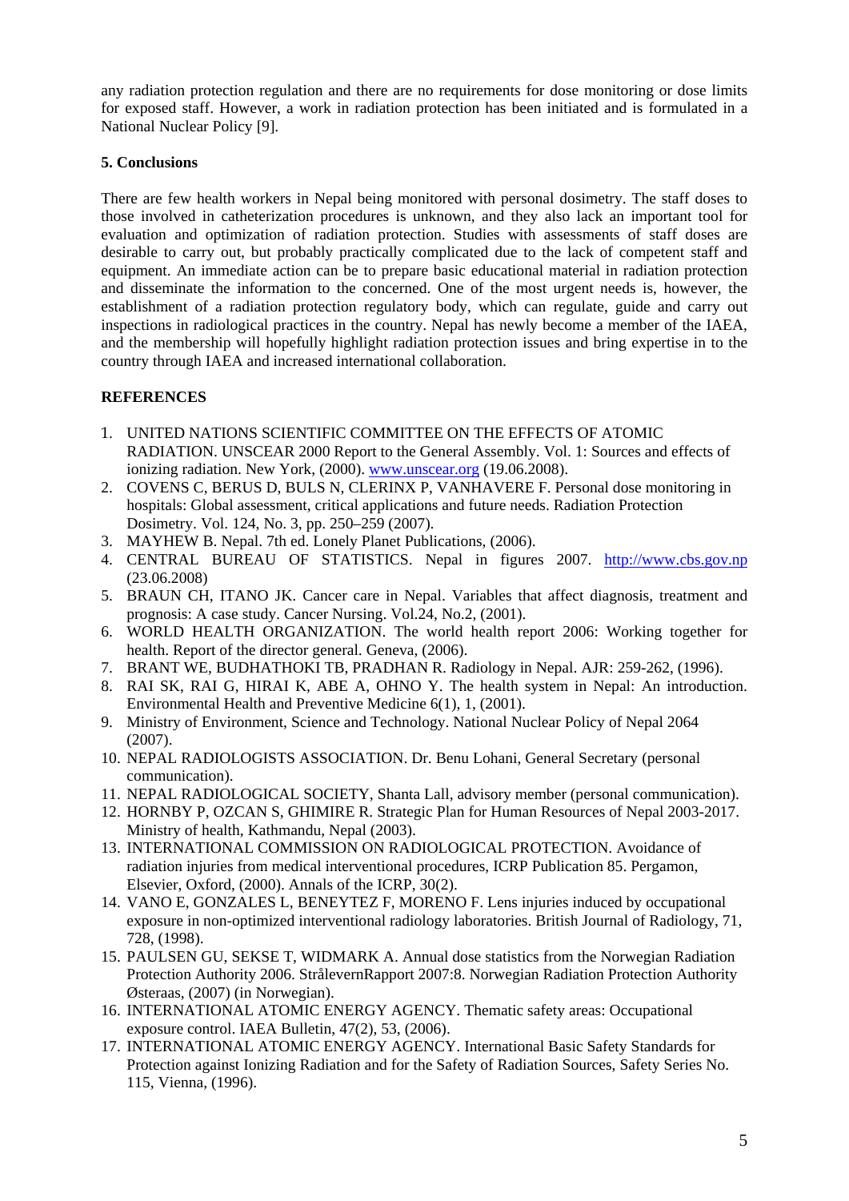any radiation protection regulation and there are no requirements for dose monitoring or dose limits for exposed staff. However, a work in radiation protection has been initiated and is formulated in a National Nuclear Policy [9].

## 5. Conclusions

There are few health workers in Nepal being monitored with personal dosimetry. The staff doses to those involved in catheterization procedures is unknown, and they also lack an important tool for evaluation and optimization of radiation protection. Studies with assessments of staff doses are desirable to carry out, but probably practically complicated due to the lack of competent staff and equipment. An immediate action can be to prepare basic educational material in radiation protection and disseminate the information to the concerned. One of the most urgent needs is, however, the establishment of a radiation protection regulatory body, which can regulate, guide and carry out inspections in radiological practices in the country. Nepal has newly become a member of the IAEA, and the membership will hopefully highlight radiation protection issues and bring expertise in to the country through IAEA and increased international collaboration.

## REFERENCES

1. UNITED NATIONS SCIENTIFIC COMMITTEE ON THE EFFECTS OF ATOMIC RADIATION. UNSCEAR 2000 Report to the General Assembly. Vol. 1: Sources and effects of ionizing radiation. New York, (2000). www.unscear.org (19.06.2008).
2. COVENS C, BERUS D, BULS N, CLERINX P, VANHAVERE F. Personal dose monitoring in hospitals: Global assessment, critical applications and future needs. Radiation Protection Dosimetry. Vol. 124, No. 3, pp. 250–259 (2007).
3. MAYHEW B. Nepal. 7th ed. Lonely Planet Publications, (2006).
4. CENTRAL BUREAU OF STATISTICS. Nepal in figures 2007. http://www.cbs.gov.np (23.06.2008)
5. BRAUN CH, ITANO JK. Cancer care in Nepal. Variables that affect diagnosis, treatment and prognosis: A case study. Cancer Nursing. Vol.24, No.2, (2001).
6. WORLD HEALTH ORGANIZATION. The world health report 2006: Working together for health. Report of the director general. Geneva, (2006).
7. BRANT WE, BUDHATHOKI TB, PRADHAN R. Radiology in Nepal. AJR: 259-262, (1996).
8. RAI SK, RAI G, HIRAI K, ABE A, OHNO Y. The health system in Nepal: An introduction. Environmental Health and Preventive Medicine 6(1), 1, (2001).
9. Ministry of Environment, Science and Technology. National Nuclear Policy of Nepal 2064 (2007).
10. NEPAL RADIOLOGISTS ASSOCIATION. Dr. Benu Lohani, General Secretary (personal communication).
11. NEPAL RADIOLOGICAL SOCIETY, Shanta Lall, advisory member (personal communication).
12. HORNBY P, OZCAN S, GHIMIRE R. Strategic Plan for Human Resources of Nepal 2003-2017. Ministry of health, Kathmandu, Nepal (2003).
13. INTERNATIONAL COMMISSION ON RADIOLOGICAL PROTECTION. Avoidance of radiation injuries from medical interventional procedures, ICRP Publication 85. Pergamon, Elsevier, Oxford, (2000). Annals of the ICRP, 30(2).
14. VANO E, GONZALES L, BENEYTEZ F, MORENO F. Lens injuries induced by occupational exposure in non-optimized interventional radiology laboratories. British Journal of Radiology, 71, 728, (1998).
15. PAULSEN GU, SEKSE T, WIDMARK A. Annual dose statistics from the Norwegian Radiation Protection Authority 2006. StrålevernRapport 2007:8. Norwegian Radiation Protection Authority Østeraas, (2007) (in Norwegian).
16. INTERNATIONAL ATOMIC ENERGY AGENCY. Thematic safety areas: Occupational exposure control. IAEA Bulletin, 47(2), 53, (2006).
17. INTERNATIONAL ATOMIC ENERGY AGENCY. International Basic Safety Standards for Protection against Ionizing Radiation and for the Safety of Radiation Sources, Safety Series No. 115, Vienna, (1996).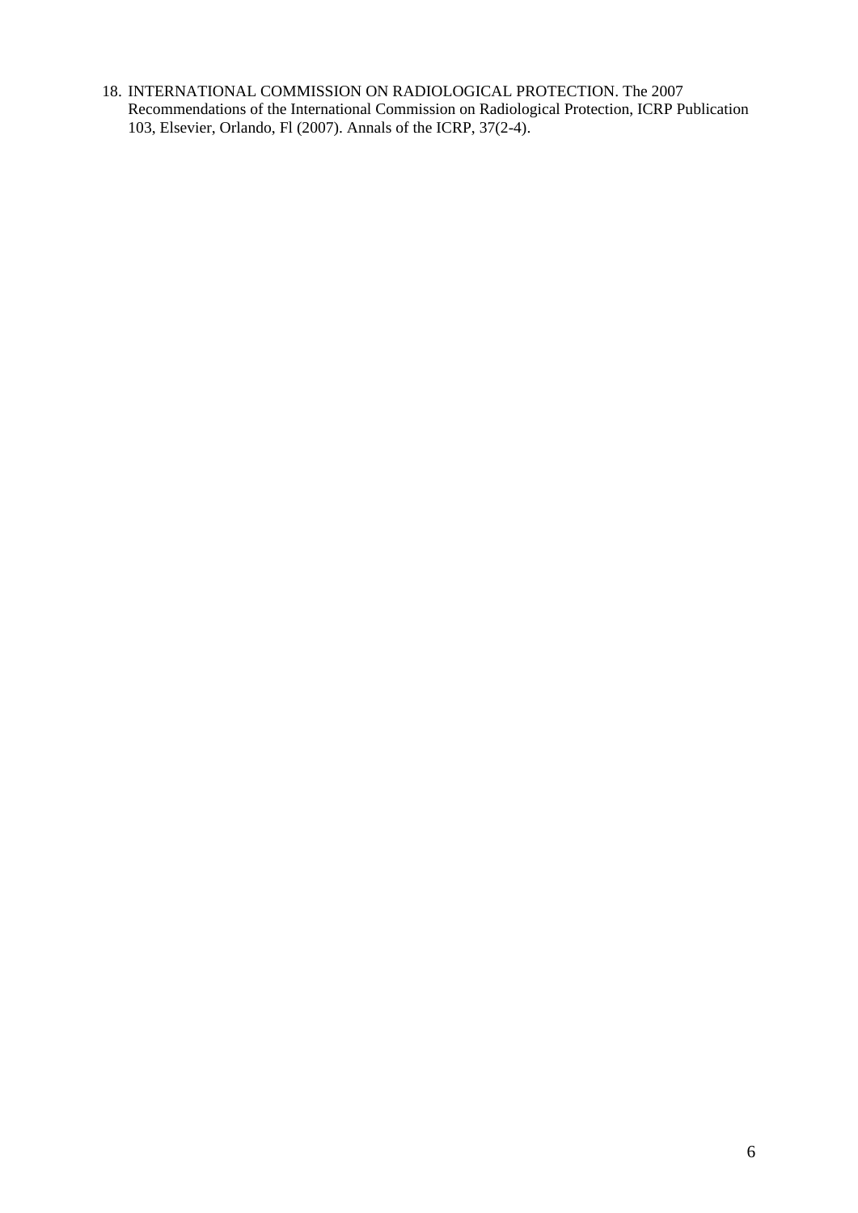18. INTERNATIONAL COMMISSION ON RADIOLOGICAL PROTECTION. The 2007 Recommendations of the International Commission on Radiological Protection, ICRP Publication 103, Elsevier, Orlando, Fl (2007). Annals of the ICRP, 37(2-4).